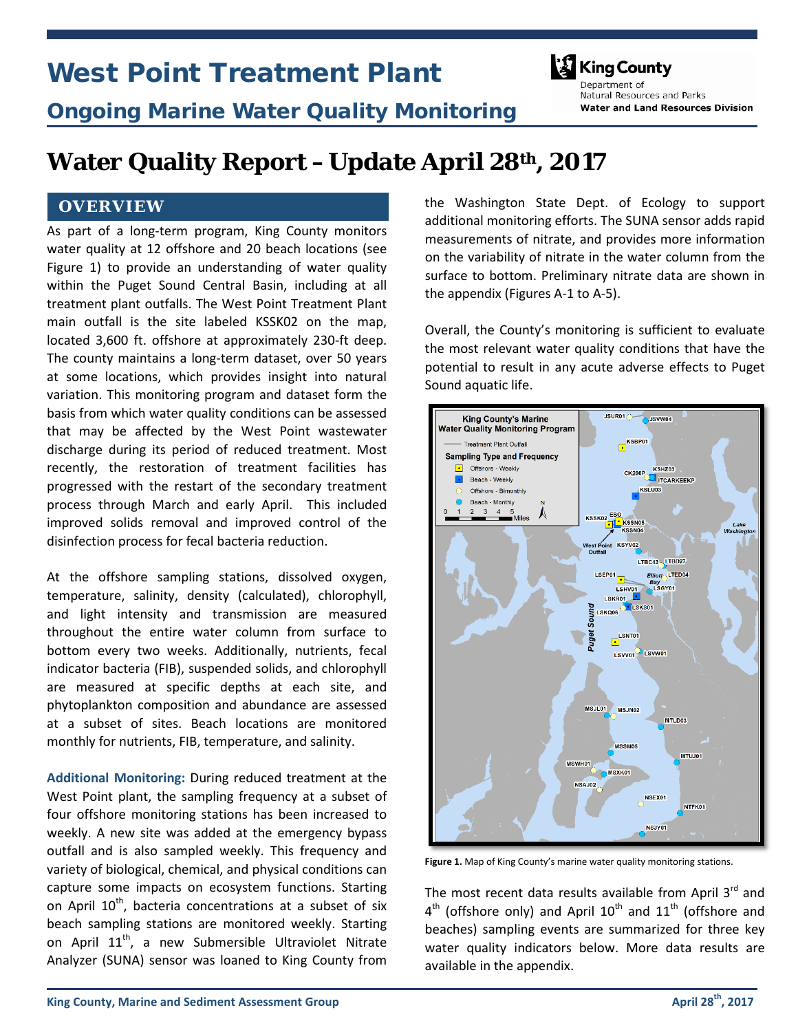# West Point Treatment Plant

## Ongoing Marine Water Quality Monitoring

King County
Department of Natural Resources and Parks
**Water and Land Resources Division**

# Water Quality Report – Update April 28th, 2017

## OVERVIEW

As part of a long-term program, King County monitors water quality at 12 offshore and 20 beach locations (see Figure 1) to provide an understanding of water quality within the Puget Sound Central Basin, including at all treatment plant outfalls. The West Point Treatment Plant main outfall is the site labeled KSSK02 on the map, located 3,600 ft. offshore at approximately 230-ft deep. The county maintains a long-term dataset, over 50 years at some locations, which provides insight into natural variation. This monitoring program and dataset form the basis from which water quality conditions can be assessed that may be affected by the West Point wastewater discharge during its period of reduced treatment. Most recently, the restoration of treatment facilities has progressed with the restart of the secondary treatment process through March and early April. This included improved solids removal and improved control of the disinfection process for fecal bacteria reduction.

At the offshore sampling stations, dissolved oxygen, temperature, salinity, density (calculated), chlorophyll, and light intensity and transmission are measured throughout the entire water column from surface to bottom every two weeks. Additionally, nutrients, fecal indicator bacteria (FIB), suspended solids, and chlorophyll are measured at specific depths at each site, and phytoplankton composition and abundance are assessed at a subset of sites. Beach locations are monitored monthly for nutrients, FIB, temperature, and salinity.

**Additional Monitoring:** During reduced treatment at the West Point plant, the sampling frequency at a subset of four offshore monitoring stations has been increased to weekly. A new site was added at the emergency bypass outfall and is also sampled weekly. This frequency and variety of biological, chemical, and physical conditions can capture some impacts on ecosystem functions. Starting on April 10th, bacteria concentrations at a subset of six beach sampling stations are monitored weekly. Starting on April 11th, a new Submersible Ultraviolet Nitrate Analyzer (SUNA) sensor was loaned to King County from the Washington State Dept. of Ecology to support additional monitoring efforts. The SUNA sensor adds rapid measurements of nitrate, and provides more information on the variability of nitrate in the water column from the surface to bottom. Preliminary nitrate data are shown in the appendix (Figures A-1 to A-5).

Overall, the County's monitoring is sufficient to evaluate the most relevant water quality conditions that have the potential to result in any acute adverse effects to Puget Sound aquatic life.

**Figure 1.** Map of King County's marine water quality monitoring stations.

The most recent data results available from April 3rd and 4th (offshore only) and April 10th and 11th (offshore and beaches) sampling events are summarized for three key water quality indicators below. More data results are available in the appendix.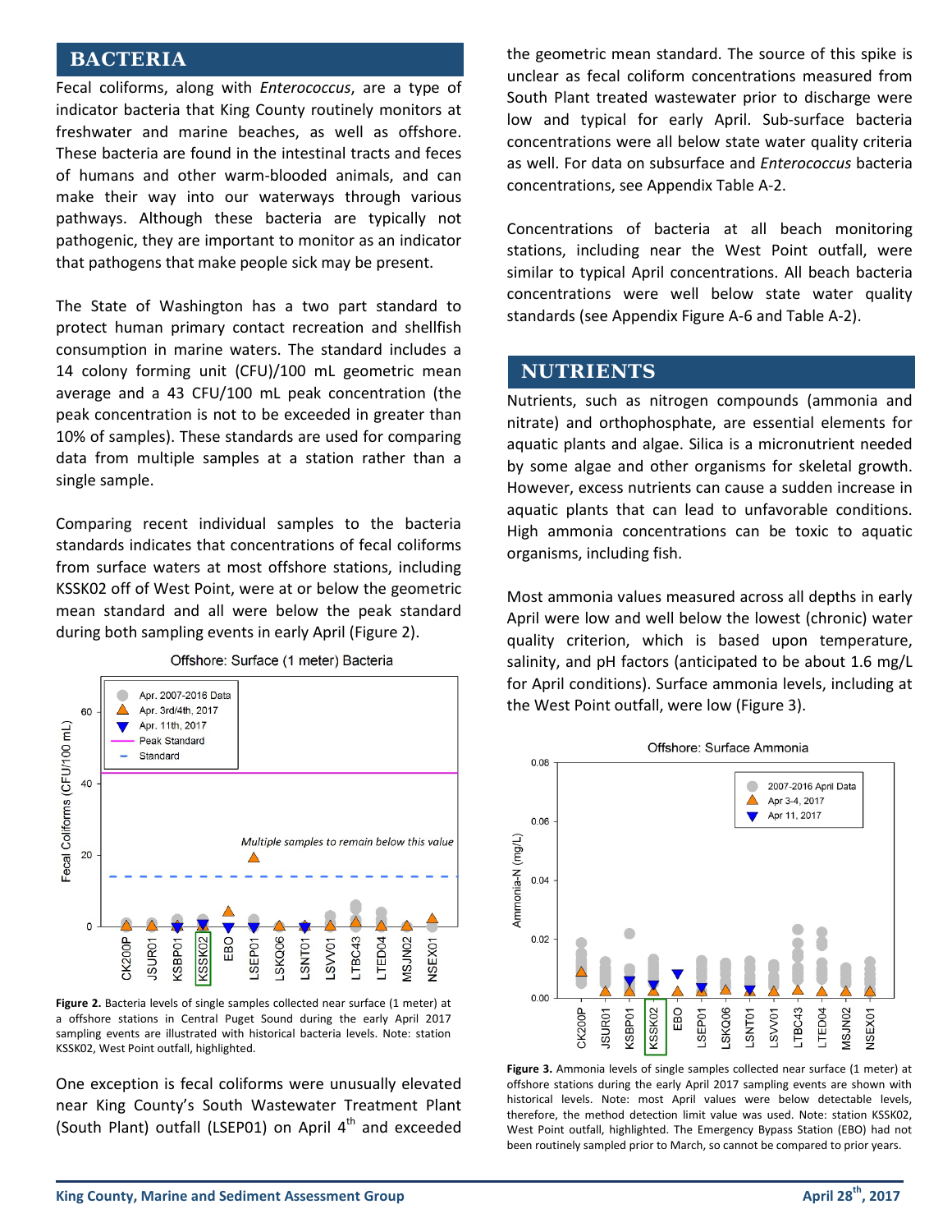## BACTERIA

Fecal coliforms, along with *Enterococcus*, are a type of indicator bacteria that King County routinely monitors at freshwater and marine beaches, as well as offshore. These bacteria are found in the intestinal tracts and feces of humans and other warm-blooded animals, and can make their way into our waterways through various pathways. Although these bacteria are typically not pathogenic, they are important to monitor as an indicator that pathogens that make people sick may be present.

The State of Washington has a two part standard to protect human primary contact recreation and shellfish consumption in marine waters. The standard includes a 14 colony forming unit (CFU)/100 mL geometric mean average and a 43 CFU/100 mL peak concentration (the peak concentration is not to be exceeded in greater than 10% of samples). These standards are used for comparing data from multiple samples at a station rather than a single sample.

Comparing recent individual samples to the bacteria standards indicates that concentrations of fecal coliforms from surface waters at most offshore stations, including KSSK02 off of West Point, were at or below the geometric mean standard and all were below the peak standard during both sampling events in early April (Figure 2).

**Figure 2.** Bacteria levels of single samples collected near surface (1 meter) at a offshore stations in Central Puget Sound during the early April 2017 sampling events are illustrated with historical bacteria levels. Note: station KSSK02, West Point outfall, highlighted.

One exception is fecal coliforms were unusually elevated near King County's South Wastewater Treatment Plant (South Plant) outfall (LSEP01) on April 4th and exceeded the geometric mean standard. The source of this spike is unclear as fecal coliform concentrations measured from South Plant treated wastewater prior to discharge were low and typical for early April. Sub-surface bacteria concentrations were all below state water quality criteria as well. For data on subsurface and *Enterococcus* bacteria concentrations, see Appendix Table A-2.

Concentrations of bacteria at all beach monitoring stations, including near the West Point outfall, were similar to typical April concentrations. All beach bacteria concentrations were well below state water quality standards (see Appendix Figure A-6 and Table A-2).

## NUTRIENTS

Nutrients, such as nitrogen compounds (ammonia and nitrate) and orthophosphate, are essential elements for aquatic plants and algae. Silica is a micronutrient needed by some algae and other organisms for skeletal growth. However, excess nutrients can cause a sudden increase in aquatic plants that can lead to unfavorable conditions. High ammonia concentrations can be toxic to aquatic organisms, including fish.

Most ammonia values measured across all depths in early April were low and well below the lowest (chronic) water quality criterion, which is based upon temperature, salinity, and pH factors (anticipated to be about 1.6 mg/L for April conditions). Surface ammonia levels, including at the West Point outfall, were low (Figure 3).

**Figure 3.** Ammonia levels of single samples collected near surface (1 meter) at offshore stations during the early April 2017 sampling events are shown with historical levels. Note: most April values were below detectable levels, therefore, the method detection limit value was used. Note: station KSSK02, West Point outfall, highlighted. The Emergency Bypass Station (EBO) had not been routinely sampled prior to March, so cannot be compared to prior years.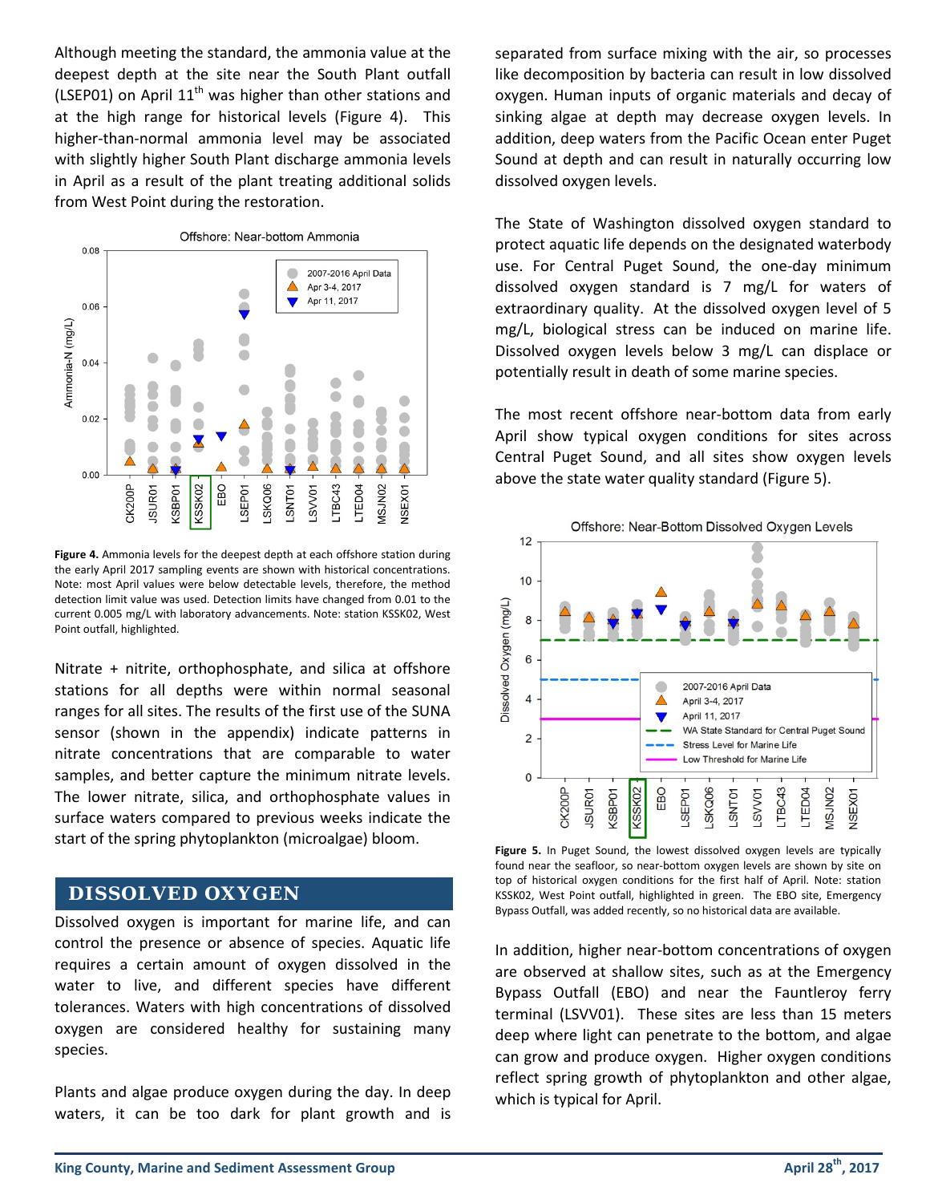Although meeting the standard, the ammonia value at the deepest depth at the site near the South Plant outfall (LSEP01) on April 11th was higher than other stations and at the high range for historical levels (Figure 4). This higher-than-normal ammonia level may be associated with slightly higher South Plant discharge ammonia levels in April as a result of the plant treating additional solids from West Point during the restoration.

**Figure 4.** Ammonia levels for the deepest depth at each offshore station during the early April 2017 sampling events are shown with historical concentrations. Note: most April values were below detectable levels, therefore, the method detection limit value was used. Detection limits have changed from 0.01 to the current 0.005 mg/L with laboratory advancements. Note: station KSSK02, West Point outfall, highlighted.

Nitrate + nitrite, orthophosphate, and silica at offshore stations for all depths were within normal seasonal ranges for all sites. The results of the first use of the SUNA sensor (shown in the appendix) indicate patterns in nitrate concentrations that are comparable to water samples, and better capture the minimum nitrate levels. The lower nitrate, silica, and orthophosphate values in surface waters compared to previous weeks indicate the start of the spring phytoplankton (microalgae) bloom.

## DISSOLVED OXYGEN

Dissolved oxygen is important for marine life, and can control the presence or absence of species. Aquatic life requires a certain amount of oxygen dissolved in the water to live, and different species have different tolerances. Waters with high concentrations of dissolved oxygen are considered healthy for sustaining many species.

Plants and algae produce oxygen during the day. In deep waters, it can be too dark for plant growth and is separated from surface mixing with the air, so processes like decomposition by bacteria can result in low dissolved oxygen. Human inputs of organic materials and decay of sinking algae at depth may decrease oxygen levels. In addition, deep waters from the Pacific Ocean enter Puget Sound at depth and can result in naturally occurring low dissolved oxygen levels.

The State of Washington dissolved oxygen standard to protect aquatic life depends on the designated waterbody use. For Central Puget Sound, the one-day minimum dissolved oxygen standard is 7 mg/L for waters of extraordinary quality. At the dissolved oxygen level of 5 mg/L, biological stress can be induced on marine life. Dissolved oxygen levels below 3 mg/L can displace or potentially result in death of some marine species.

The most recent offshore near-bottom data from early April show typical oxygen conditions for sites across Central Puget Sound, and all sites show oxygen levels above the state water quality standard (Figure 5).

**Figure 5.** In Puget Sound, the lowest dissolved oxygen levels are typically found near the seafloor, so near-bottom oxygen levels are shown by site on top of historical oxygen conditions for the first half of April. Note: station KSSK02, West Point outfall, highlighted in green. The EBO site, Emergency Bypass Outfall, was added recently, so no historical data are available.

In addition, higher near-bottom concentrations of oxygen are observed at shallow sites, such as at the Emergency Bypass Outfall (EBO) and near the Fauntleroy ferry terminal (LSVV01). These sites are less than 15 meters deep where light can penetrate to the bottom, and algae can grow and produce oxygen. Higher oxygen conditions reflect spring growth of phytoplankton and other algae, which is typical for April.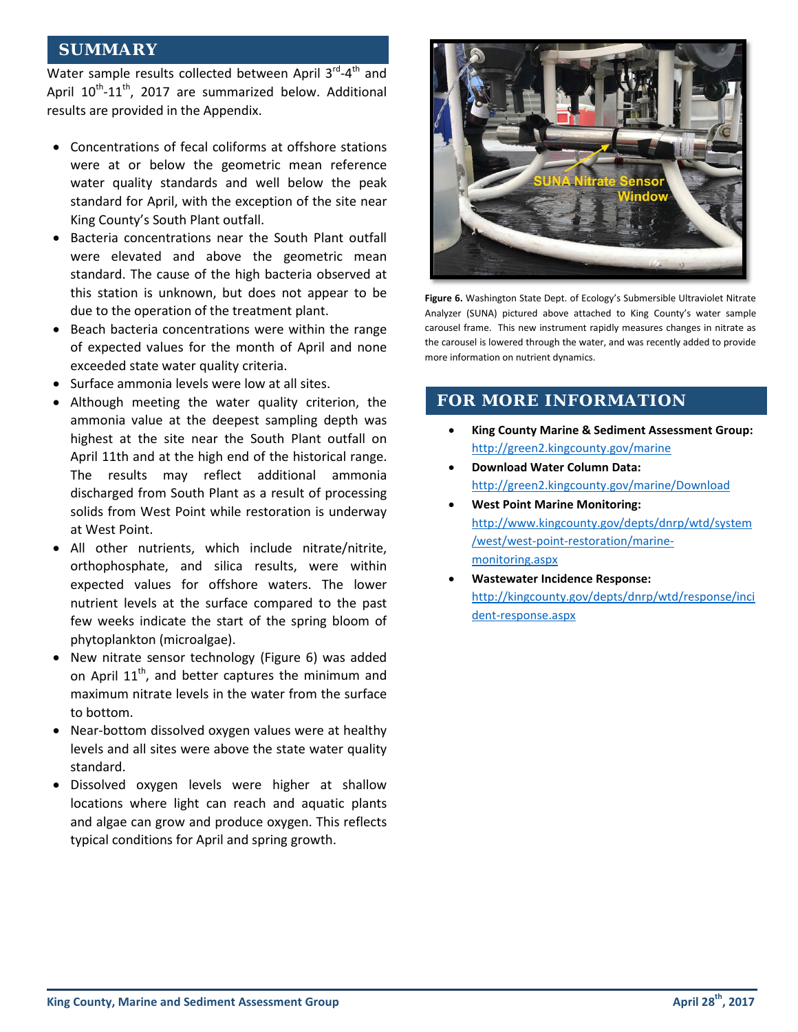## SUMMARY

Water sample results collected between April 3rd-4th and April 10th-11th, 2017 are summarized below. Additional results are provided in the Appendix.

- Concentrations of fecal coliforms at offshore stations were at or below the geometric mean reference water quality standards and well below the peak standard for April, with the exception of the site near King County's South Plant outfall.
- Bacteria concentrations near the South Plant outfall were elevated and above the geometric mean standard. The cause of the high bacteria observed at this station is unknown, but does not appear to be due to the operation of the treatment plant.
- Beach bacteria concentrations were within the range of expected values for the month of April and none exceeded state water quality criteria.
- Surface ammonia levels were low at all sites.
- Although meeting the water quality criterion, the ammonia value at the deepest sampling depth was highest at the site near the South Plant outfall on April 11th and at the high end of the historical range. The results may reflect additional ammonia discharged from South Plant as a result of processing solids from West Point while restoration is underway at West Point.
- All other nutrients, which include nitrate/nitrite, orthophosphate, and silica results, were within expected values for offshore waters. The lower nutrient levels at the surface compared to the past few weeks indicate the start of the spring bloom of phytoplankton (microalgae).
- New nitrate sensor technology (Figure 6) was added on April 11th, and better captures the minimum and maximum nitrate levels in the water from the surface to bottom.
- Near-bottom dissolved oxygen values were at healthy levels and all sites were above the state water quality standard.
- Dissolved oxygen levels were higher at shallow locations where light can reach and aquatic plants and algae can grow and produce oxygen. This reflects typical conditions for April and spring growth.

SUNA Nitrate Sensor Window

**Figure 6.** Washington State Dept. of Ecology's Submersible Ultraviolet Nitrate Analyzer (SUNA) pictured above attached to King County's water sample carousel frame. This new instrument rapidly measures changes in nitrate as the carousel is lowered through the water, and was recently added to provide more information on nutrient dynamics.

## FOR MORE INFORMATION

- **King County Marine & Sediment Assessment Group:** http://green2.kingcounty.gov/marine
- **Download Water Column Data:** http://green2.kingcounty.gov/marine/Download
- **West Point Marine Monitoring:** http://www.kingcounty.gov/depts/dnrp/wtd/system/west/west-point-restoration/marine-monitoring.aspx
- **Wastewater Incidence Response:** http://kingcounty.gov/depts/dnrp/wtd/response/incident-response.aspx